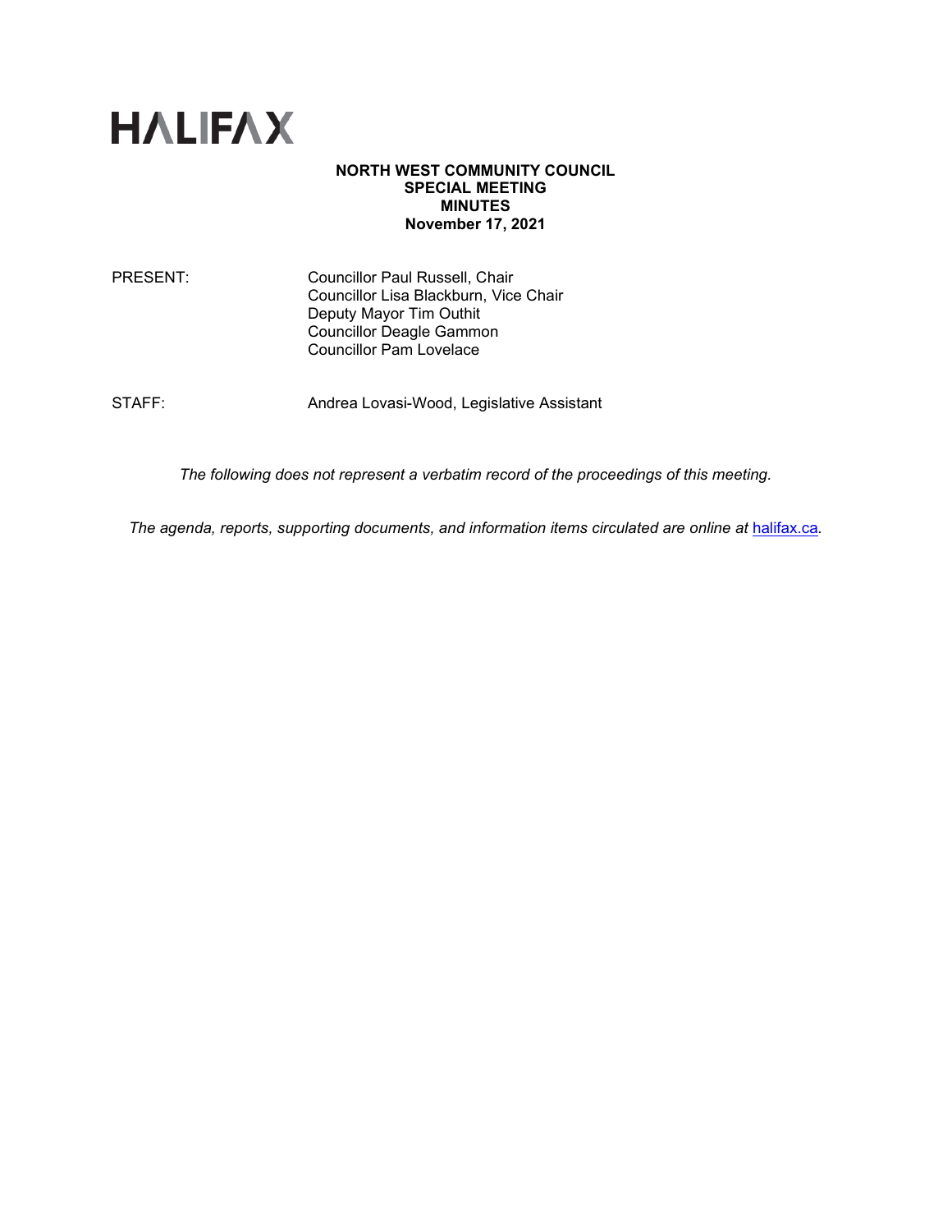# HALIFAX

**NORTH WEST COMMUNITY COUNCIL**
**SPECIAL MEETING**
**MINUTES**
**November 17, 2021**

PRESENT: Councillor Paul Russell, Chair
Councillor Lisa Blackburn, Vice Chair
Deputy Mayor Tim Outhit
Councillor Deagle Gammon
Councillor Pam Lovelace

STAFF: Andrea Lovasi-Wood, Legislative Assistant

*The following does not represent a verbatim record of the proceedings of this meeting.*

*The agenda, reports, supporting documents, and information items circulated are online at* halifax.ca.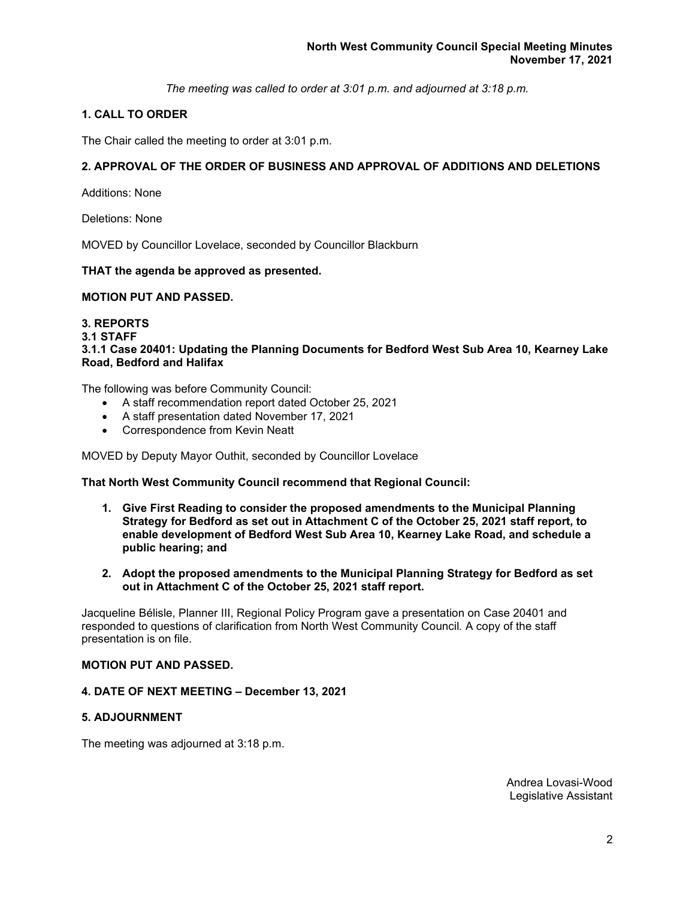*The meeting was called to order at 3:01 p.m. and adjourned at 3:18 p.m.*

## 1. CALL TO ORDER

The Chair called the meeting to order at 3:01 p.m.

## 2. APPROVAL OF THE ORDER OF BUSINESS AND APPROVAL OF ADDITIONS AND DELETIONS

Additions: None

Deletions: None

MOVED by Councillor Lovelace, seconded by Councillor Blackburn

**THAT the agenda be approved as presented.**

**MOTION PUT AND PASSED.**

## 3. REPORTS

### 3.1 STAFF

#### 3.1.1 Case 20401: Updating the Planning Documents for Bedford West Sub Area 10, Kearney Lake Road, Bedford and Halifax

The following was before Community Council:

- A staff recommendation report dated October 25, 2021
- A staff presentation dated November 17, 2021
- Correspondence from Kevin Neatt

MOVED by Deputy Mayor Outhit, seconded by Councillor Lovelace

**That North West Community Council recommend that Regional Council:**

1. **Give First Reading to consider the proposed amendments to the Municipal Planning Strategy for Bedford as set out in Attachment C of the October 25, 2021 staff report, to enable development of Bedford West Sub Area 10, Kearney Lake Road, and schedule a public hearing; and**
2. **Adopt the proposed amendments to the Municipal Planning Strategy for Bedford as set out in Attachment C of the October 25, 2021 staff report.**

Jacqueline Bélisle, Planner III, Regional Policy Program gave a presentation on Case 20401 and responded to questions of clarification from North West Community Council. A copy of the staff presentation is on file.

**MOTION PUT AND PASSED.**

## 4. DATE OF NEXT MEETING – December 13, 2021

## 5. ADJOURNMENT

The meeting was adjourned at 3:18 p.m.

Andrea Lovasi-Wood
Legislative Assistant